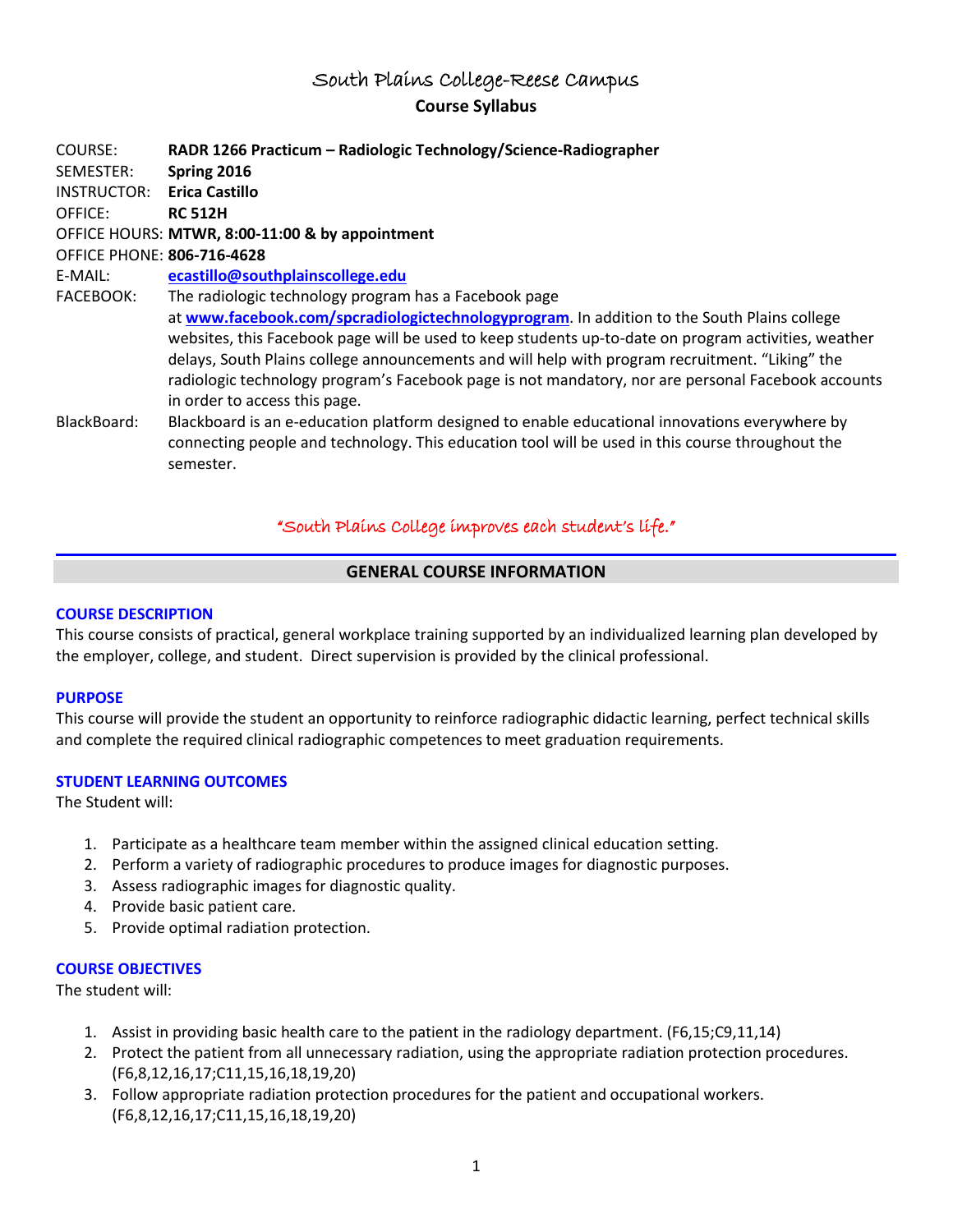# South Plains College-Reese Campus

## Course Syllabus

COURSE: **RADR 1266 Practicum – Radiologic Technology/Science-Radiographer**
SEMESTER: **Spring 2016**
INSTRUCTOR: **Erica Castillo**
OFFICE: **RC 512H**
OFFICE HOURS: **MTWR, 8:00-11:00 & by appointment**
OFFICE PHONE: **806-716-4628**
E-MAIL: **ecastillo@southplainscollege.edu**
FACEBOOK: The radiologic technology program has a Facebook page at **www.facebook.com/spcradiologictechnologyprogram**. In addition to the South Plains college websites, this Facebook page will be used to keep students up-to-date on program activities, weather delays, South Plains college announcements and will help with program recruitment. "Liking" the radiologic technology program's Facebook page is not mandatory, nor are personal Facebook accounts in order to access this page.
BlackBoard: Blackboard is an e-education platform designed to enable educational innovations everywhere by connecting people and technology. This education tool will be used in this course throughout the semester.

*"South Plains College improves each student's life."*

## GENERAL COURSE INFORMATION

### COURSE DESCRIPTION

This course consists of practical, general workplace training supported by an individualized learning plan developed by the employer, college, and student. Direct supervision is provided by the clinical professional.

### PURPOSE

This course will provide the student an opportunity to reinforce radiographic didactic learning, perfect technical skills and complete the required clinical radiographic competences to meet graduation requirements.

### STUDENT LEARNING OUTCOMES

The Student will:

1. Participate as a healthcare team member within the assigned clinical education setting.
2. Perform a variety of radiographic procedures to produce images for diagnostic purposes.
3. Assess radiographic images for diagnostic quality.
4. Provide basic patient care.
5. Provide optimal radiation protection.

### COURSE OBJECTIVES

The student will:

1. Assist in providing basic health care to the patient in the radiology department. (F6,15;C9,11,14)
2. Protect the patient from all unnecessary radiation, using the appropriate radiation protection procedures. (F6,8,12,16,17;C11,15,16,18,19,20)
3. Follow appropriate radiation protection procedures for the patient and occupational workers. (F6,8,12,16,17;C11,15,16,18,19,20)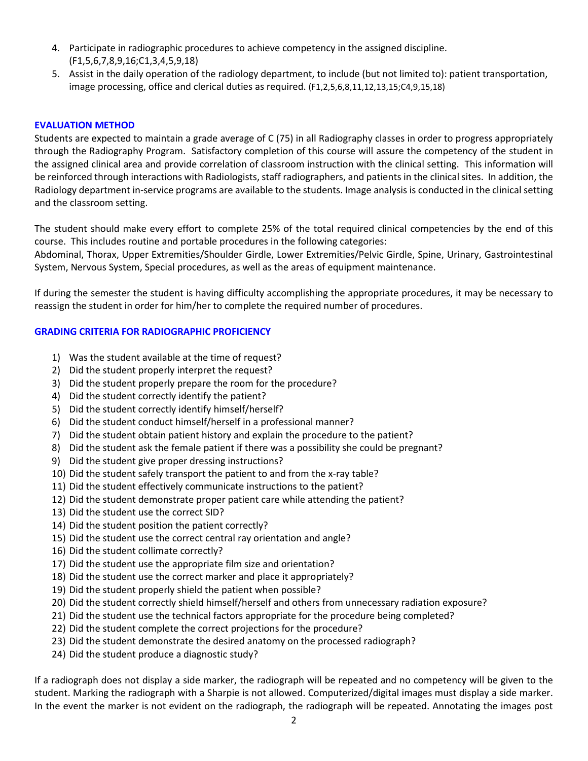4. Participate in radiographic procedures to achieve competency in the assigned discipline. (F1,5,6,7,8,9,16;C1,3,4,5,9,18)
5. Assist in the daily operation of the radiology department, to include (but not limited to): patient transportation, image processing, office and clerical duties as required. (F1,2,5,6,8,11,12,13,15;C4,9,15,18)

## EVALUATION METHOD

Students are expected to maintain a grade average of C (75) in all Radiography classes in order to progress appropriately through the Radiography Program. Satisfactory completion of this course will assure the competency of the student in the assigned clinical area and provide correlation of classroom instruction with the clinical setting. This information will be reinforced through interactions with Radiologists, staff radiographers, and patients in the clinical sites. In addition, the Radiology department in-service programs are available to the students. Image analysis is conducted in the clinical setting and the classroom setting.

The student should make every effort to complete 25% of the total required clinical competencies by the end of this course. This includes routine and portable procedures in the following categories:
Abdominal, Thorax, Upper Extremities/Shoulder Girdle, Lower Extremities/Pelvic Girdle, Spine, Urinary, Gastrointestinal System, Nervous System, Special procedures, as well as the areas of equipment maintenance.

If during the semester the student is having difficulty accomplishing the appropriate procedures, it may be necessary to reassign the student in order for him/her to complete the required number of procedures.

## GRADING CRITERIA FOR RADIOGRAPHIC PROFICIENCY

1) Was the student available at the time of request?
2) Did the student properly interpret the request?
3) Did the student properly prepare the room for the procedure?
4) Did the student correctly identify the patient?
5) Did the student correctly identify himself/herself?
6) Did the student conduct himself/herself in a professional manner?
7) Did the student obtain patient history and explain the procedure to the patient?
8) Did the student ask the female patient if there was a possibility she could be pregnant?
9) Did the student give proper dressing instructions?
10) Did the student safely transport the patient to and from the x-ray table?
11) Did the student effectively communicate instructions to the patient?
12) Did the student demonstrate proper patient care while attending the patient?
13) Did the student use the correct SID?
14) Did the student position the patient correctly?
15) Did the student use the correct central ray orientation and angle?
16) Did the student collimate correctly?
17) Did the student use the appropriate film size and orientation?
18) Did the student use the correct marker and place it appropriately?
19) Did the student properly shield the patient when possible?
20) Did the student correctly shield himself/herself and others from unnecessary radiation exposure?
21) Did the student use the technical factors appropriate for the procedure being completed?
22) Did the student complete the correct projections for the procedure?
23) Did the student demonstrate the desired anatomy on the processed radiograph?
24) Did the student produce a diagnostic study?

If a radiograph does not display a side marker, the radiograph will be repeated and no competency will be given to the student. Marking the radiograph with a Sharpie is not allowed. Computerized/digital images must display a side marker. In the event the marker is not evident on the radiograph, the radiograph will be repeated. Annotating the images post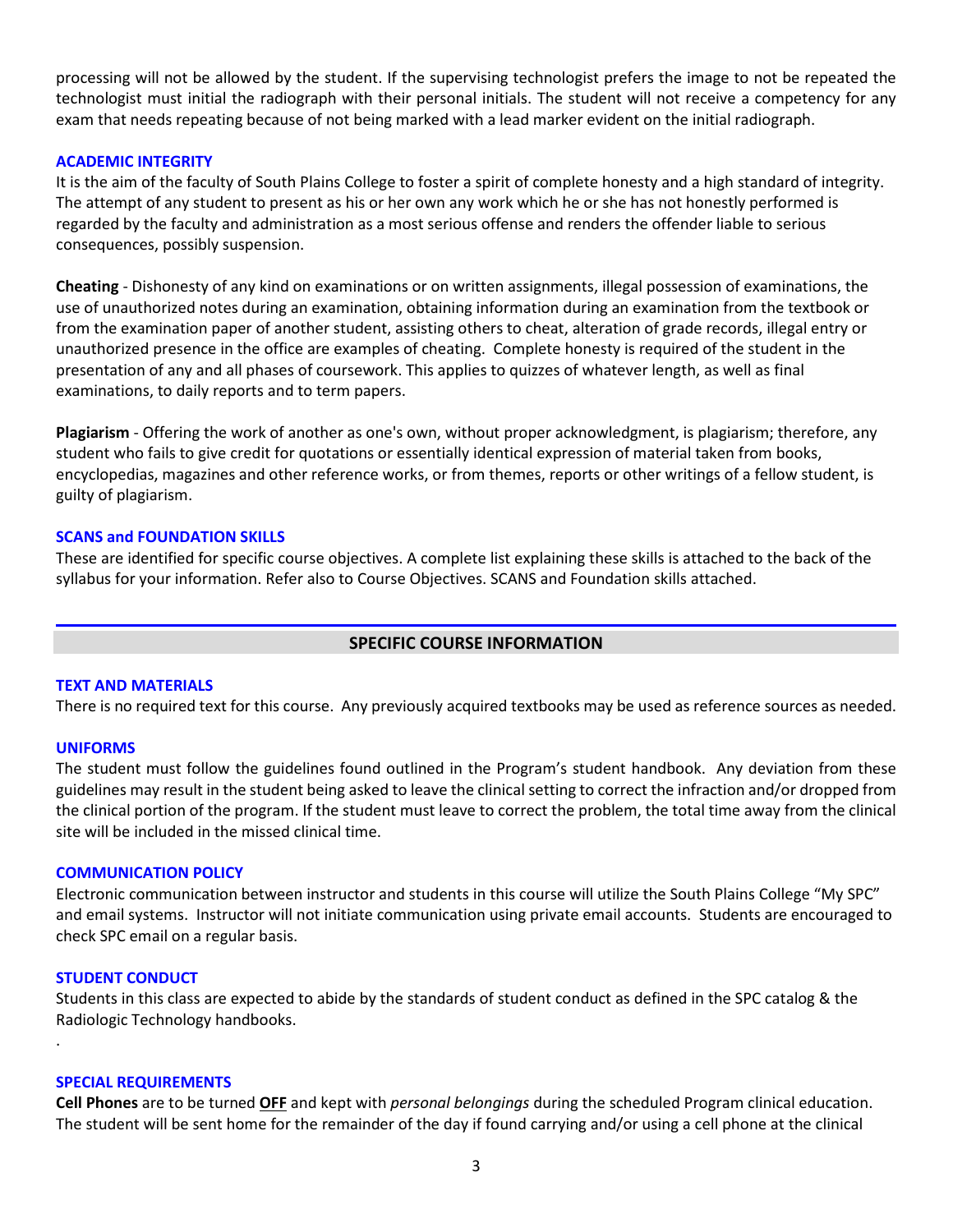processing will not be allowed by the student. If the supervising technologist prefers the image to not be repeated the technologist must initial the radiograph with their personal initials. The student will not receive a competency for any exam that needs repeating because of not being marked with a lead marker evident on the initial radiograph.

### ACADEMIC INTEGRITY

It is the aim of the faculty of South Plains College to foster a spirit of complete honesty and a high standard of integrity. The attempt of any student to present as his or her own any work which he or she has not honestly performed is regarded by the faculty and administration as a most serious offense and renders the offender liable to serious consequences, possibly suspension.

**Cheating** - Dishonesty of any kind on examinations or on written assignments, illegal possession of examinations, the use of unauthorized notes during an examination, obtaining information during an examination from the textbook or from the examination paper of another student, assisting others to cheat, alteration of grade records, illegal entry or unauthorized presence in the office are examples of cheating. Complete honesty is required of the student in the presentation of any and all phases of coursework. This applies to quizzes of whatever length, as well as final examinations, to daily reports and to term papers.

**Plagiarism** - Offering the work of another as one's own, without proper acknowledgment, is plagiarism; therefore, any student who fails to give credit for quotations or essentially identical expression of material taken from books, encyclopedias, magazines and other reference works, or from themes, reports or other writings of a fellow student, is guilty of plagiarism.

### SCANS and FOUNDATION SKILLS

These are identified for specific course objectives. A complete list explaining these skills is attached to the back of the syllabus for your information. Refer also to Course Objectives. SCANS and Foundation skills attached.

## SPECIFIC COURSE INFORMATION

### TEXT AND MATERIALS

There is no required text for this course. Any previously acquired textbooks may be used as reference sources as needed.

### UNIFORMS

The student must follow the guidelines found outlined in the Program's student handbook. Any deviation from these guidelines may result in the student being asked to leave the clinical setting to correct the infraction and/or dropped from the clinical portion of the program. If the student must leave to correct the problem, the total time away from the clinical site will be included in the missed clinical time.

### COMMUNICATION POLICY

Electronic communication between instructor and students in this course will utilize the South Plains College "My SPC" and email systems. Instructor will not initiate communication using private email accounts. Students are encouraged to check SPC email on a regular basis.

### STUDENT CONDUCT

Students in this class are expected to abide by the standards of student conduct as defined in the SPC catalog & the Radiologic Technology handbooks.

.

### SPECIAL REQUIREMENTS

**Cell Phones** are to be turned **OFF** and kept with *personal belongings* during the scheduled Program clinical education. The student will be sent home for the remainder of the day if found carrying and/or using a cell phone at the clinical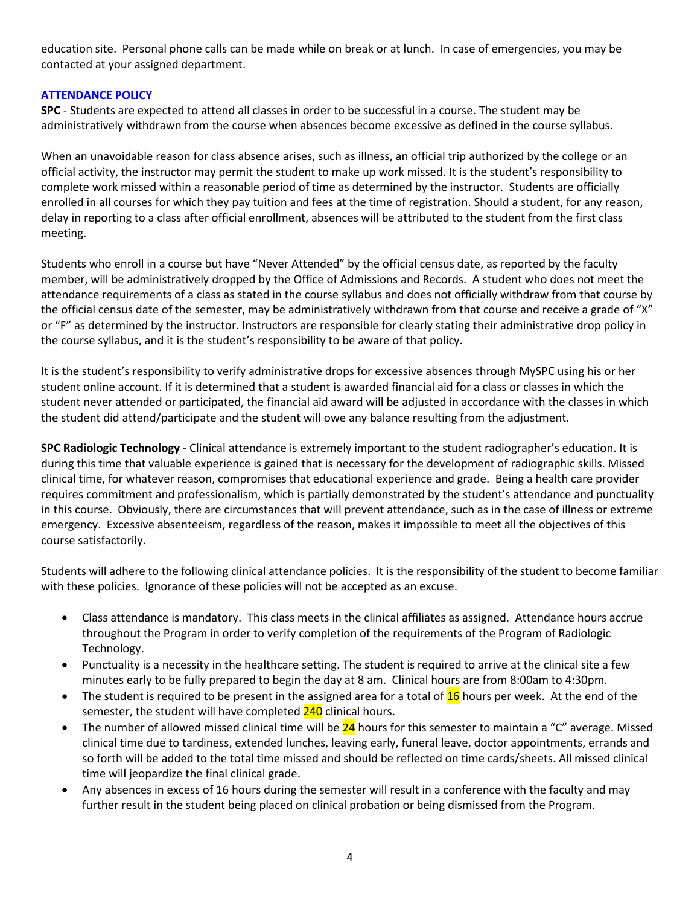education site. Personal phone calls can be made while on break or at lunch. In case of emergencies, you may be contacted at your assigned department.

### ATTENDANCE POLICY

**SPC** - Students are expected to attend all classes in order to be successful in a course. The student may be administratively withdrawn from the course when absences become excessive as defined in the course syllabus.

When an unavoidable reason for class absence arises, such as illness, an official trip authorized by the college or an official activity, the instructor may permit the student to make up work missed. It is the student's responsibility to complete work missed within a reasonable period of time as determined by the instructor. Students are officially enrolled in all courses for which they pay tuition and fees at the time of registration. Should a student, for any reason, delay in reporting to a class after official enrollment, absences will be attributed to the student from the first class meeting.

Students who enroll in a course but have "Never Attended" by the official census date, as reported by the faculty member, will be administratively dropped by the Office of Admissions and Records. A student who does not meet the attendance requirements of a class as stated in the course syllabus and does not officially withdraw from that course by the official census date of the semester, may be administratively withdrawn from that course and receive a grade of "X" or "F" as determined by the instructor. Instructors are responsible for clearly stating their administrative drop policy in the course syllabus, and it is the student's responsibility to be aware of that policy.

It is the student's responsibility to verify administrative drops for excessive absences through MySPC using his or her student online account. If it is determined that a student is awarded financial aid for a class or classes in which the student never attended or participated, the financial aid award will be adjusted in accordance with the classes in which the student did attend/participate and the student will owe any balance resulting from the adjustment.

**SPC Radiologic Technology** - Clinical attendance is extremely important to the student radiographer's education. It is during this time that valuable experience is gained that is necessary for the development of radiographic skills. Missed clinical time, for whatever reason, compromises that educational experience and grade. Being a health care provider requires commitment and professionalism, which is partially demonstrated by the student's attendance and punctuality in this course. Obviously, there are circumstances that will prevent attendance, such as in the case of illness or extreme emergency. Excessive absenteeism, regardless of the reason, makes it impossible to meet all the objectives of this course satisfactorily.

Students will adhere to the following clinical attendance policies. It is the responsibility of the student to become familiar with these policies. Ignorance of these policies will not be accepted as an excuse.

- Class attendance is mandatory. This class meets in the clinical affiliates as assigned. Attendance hours accrue throughout the Program in order to verify completion of the requirements of the Program of Radiologic Technology.
- Punctuality is a necessity in the healthcare setting. The student is required to arrive at the clinical site a few minutes early to be fully prepared to begin the day at 8 am. Clinical hours are from 8:00am to 4:30pm.
- The student is required to be present in the assigned area for a total of 16 hours per week. At the end of the semester, the student will have completed 240 clinical hours.
- The number of allowed missed clinical time will be 24 hours for this semester to maintain a "C" average. Missed clinical time due to tardiness, extended lunches, leaving early, funeral leave, doctor appointments, errands and so forth will be added to the total time missed and should be reflected on time cards/sheets. All missed clinical time will jeopardize the final clinical grade.
- Any absences in excess of 16 hours during the semester will result in a conference with the faculty and may further result in the student being placed on clinical probation or being dismissed from the Program.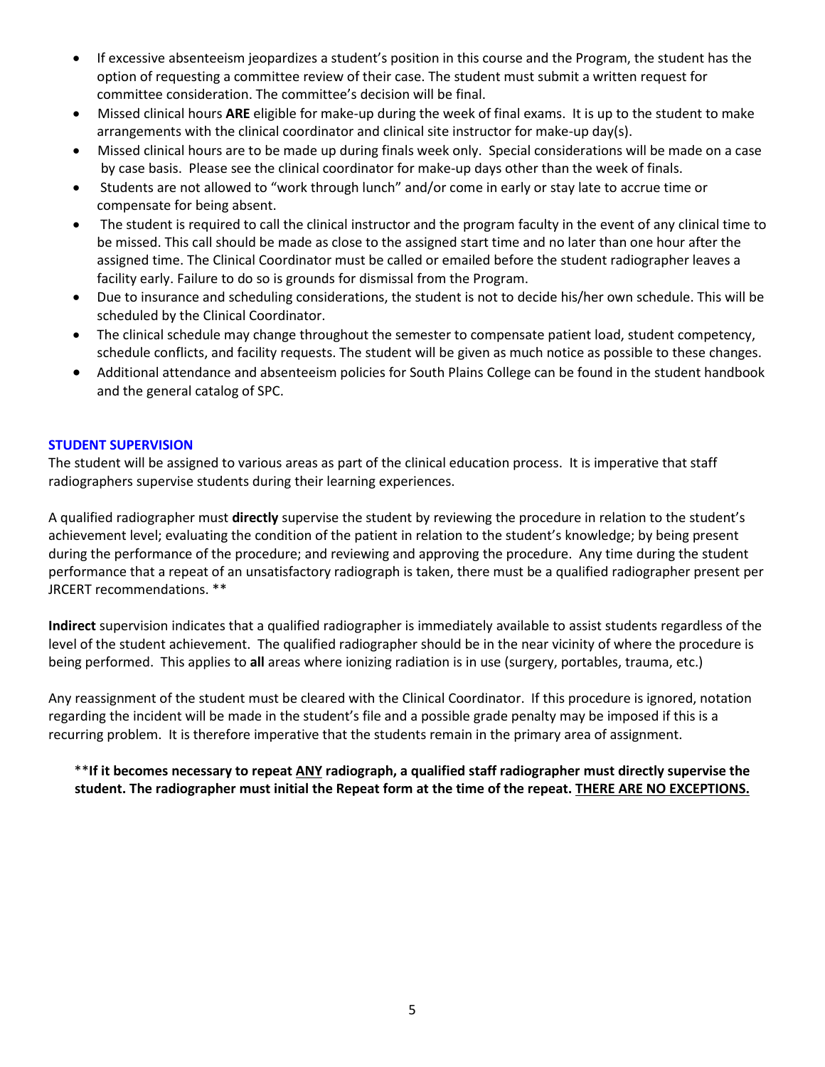- If excessive absenteeism jeopardizes a student's position in this course and the Program, the student has the option of requesting a committee review of their case. The student must submit a written request for committee consideration. The committee's decision will be final.
- Missed clinical hours **ARE** eligible for make-up during the week of final exams. It is up to the student to make arrangements with the clinical coordinator and clinical site instructor for make-up day(s).
- Missed clinical hours are to be made up during finals week only. Special considerations will be made on a case by case basis. Please see the clinical coordinator for make-up days other than the week of finals.
- Students are not allowed to "work through lunch" and/or come in early or stay late to accrue time or compensate for being absent.
- The student is required to call the clinical instructor and the program faculty in the event of any clinical time to be missed. This call should be made as close to the assigned start time and no later than one hour after the assigned time. The Clinical Coordinator must be called or emailed before the student radiographer leaves a facility early. Failure to do so is grounds for dismissal from the Program.
- Due to insurance and scheduling considerations, the student is not to decide his/her own schedule. This will be scheduled by the Clinical Coordinator.
- The clinical schedule may change throughout the semester to compensate patient load, student competency, schedule conflicts, and facility requests. The student will be given as much notice as possible to these changes.
- Additional attendance and absenteeism policies for South Plains College can be found in the student handbook and the general catalog of SPC.

## STUDENT SUPERVISION

The student will be assigned to various areas as part of the clinical education process. It is imperative that staff radiographers supervise students during their learning experiences.

A qualified radiographer must **directly** supervise the student by reviewing the procedure in relation to the student's achievement level; evaluating the condition of the patient in relation to the student's knowledge; by being present during the performance of the procedure; and reviewing and approving the procedure. Any time during the student performance that a repeat of an unsatisfactory radiograph is taken, there must be a qualified radiographer present per JRCERT recommendations. **

**Indirect** supervision indicates that a qualified radiographer is immediately available to assist students regardless of the level of the student achievement. The qualified radiographer should be in the near vicinity of where the procedure is being performed. This applies to **all** areas where ionizing radiation is in use (surgery, portables, trauma, etc.)

Any reassignment of the student must be cleared with the Clinical Coordinator. If this procedure is ignored, notation regarding the incident will be made in the student's file and a possible grade penalty may be imposed if this is a recurring problem. It is therefore imperative that the students remain in the primary area of assignment.

**\*\*If it becomes necessary to repeat <u>ANY</u> radiograph, a qualified staff radiographer must directly supervise the student. The radiographer must initial the Repeat form at the time of the repeat. <u>THERE ARE NO EXCEPTIONS.</u>**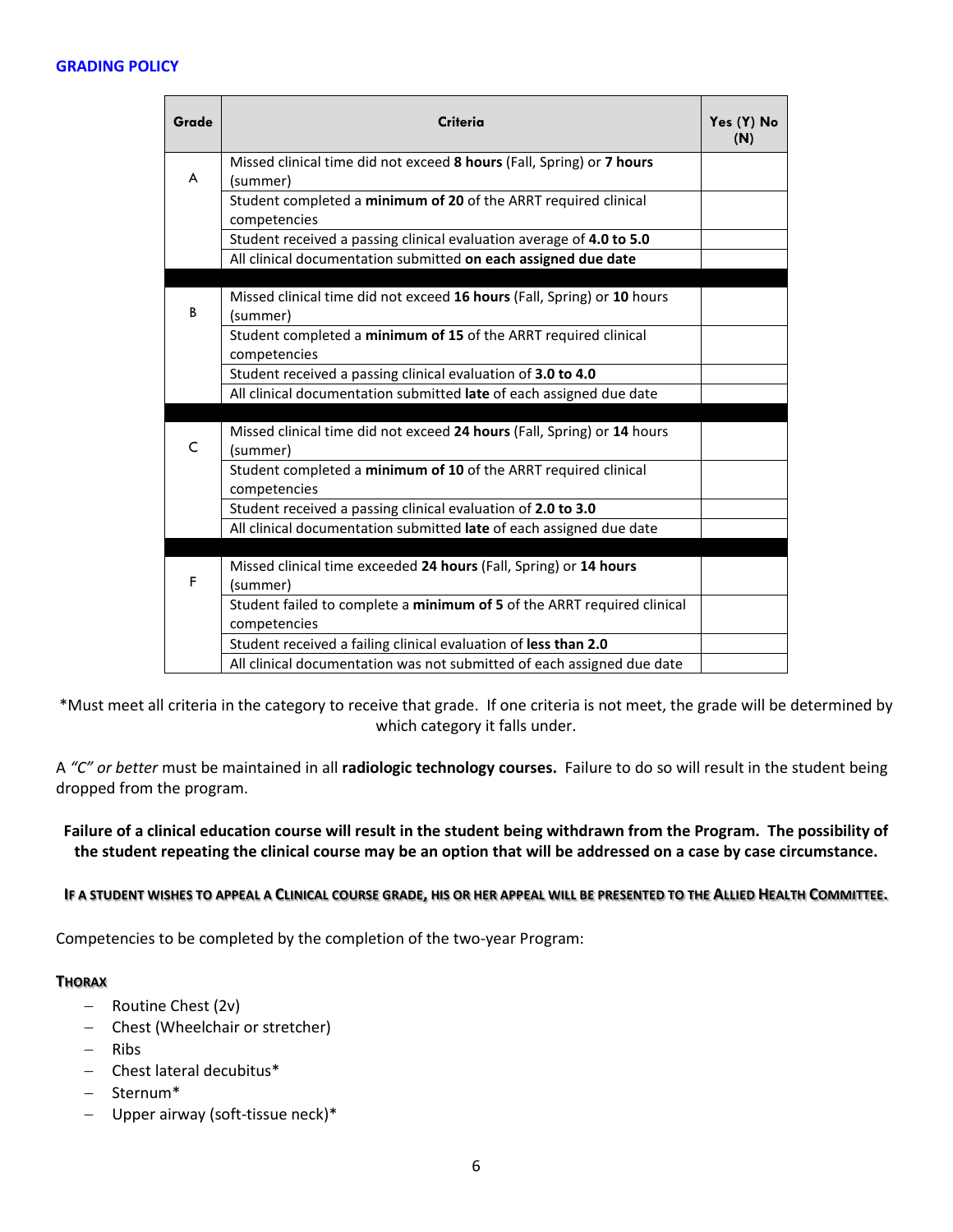## GRADING POLICY

| Grade | Criteria | Yes (Y) No (N) |
|---|---|---|
| A | Missed clinical time did not exceed **8 hours** (Fall, Spring) or **7 hours** (summer) | |
| | Student completed a **minimum of 20** of the ARRT required clinical competencies | |
| | Student received a passing clinical evaluation average of **4.0 to 5.0** | |
| | All clinical documentation submitted **on each assigned due date** | |
| B | Missed clinical time did not exceed **16 hours** (Fall, Spring) or **10** hours (summer) | |
| | Student completed a **minimum of 15** of the ARRT required clinical competencies | |
| | Student received a passing clinical evaluation of **3.0 to 4.0** | |
| | All clinical documentation submitted **late** of each assigned due date | |
| C | Missed clinical time did not exceed **24 hours** (Fall, Spring) or **14** hours (summer) | |
| | Student completed a **minimum of 10** of the ARRT required clinical competencies | |
| | Student received a passing clinical evaluation of **2.0 to 3.0** | |
| | All clinical documentation submitted **late** of each assigned due date | |
| F | Missed clinical time exceeded **24 hours** (Fall, Spring) or **14 hours** (summer) | |
| | Student failed to complete a **minimum of 5** of the ARRT required clinical competencies | |
| | Student received a failing clinical evaluation of **less than 2.0** | |
| | All clinical documentation was not submitted of each assigned due date | |

*Must meet all criteria in the category to receive that grade. If one criteria is not met, the grade will be determined by which category it falls under.

A *"C" or better* must be maintained in all **radiologic technology courses.** Failure to do so will result in the student being dropped from the program.

**Failure of a clinical education course will result in the student being withdrawn from the Program. The possibility of the student repeating the clinical course may be an option that will be addressed on a case by case circumstance.**

**IF A STUDENT WISHES TO APPEAL A CLINICAL COURSE GRADE, HIS OR HER APPEAL WILL BE PRESENTED TO THE ALLIED HEALTH COMMITTEE.**

Competencies to be completed by the completion of the two-year Program:

**THORAX**

- Routine Chest (2v)
- Chest (Wheelchair or stretcher)
- Ribs
- Chest lateral decubitus*
- Sternum*
- Upper airway (soft-tissue neck)*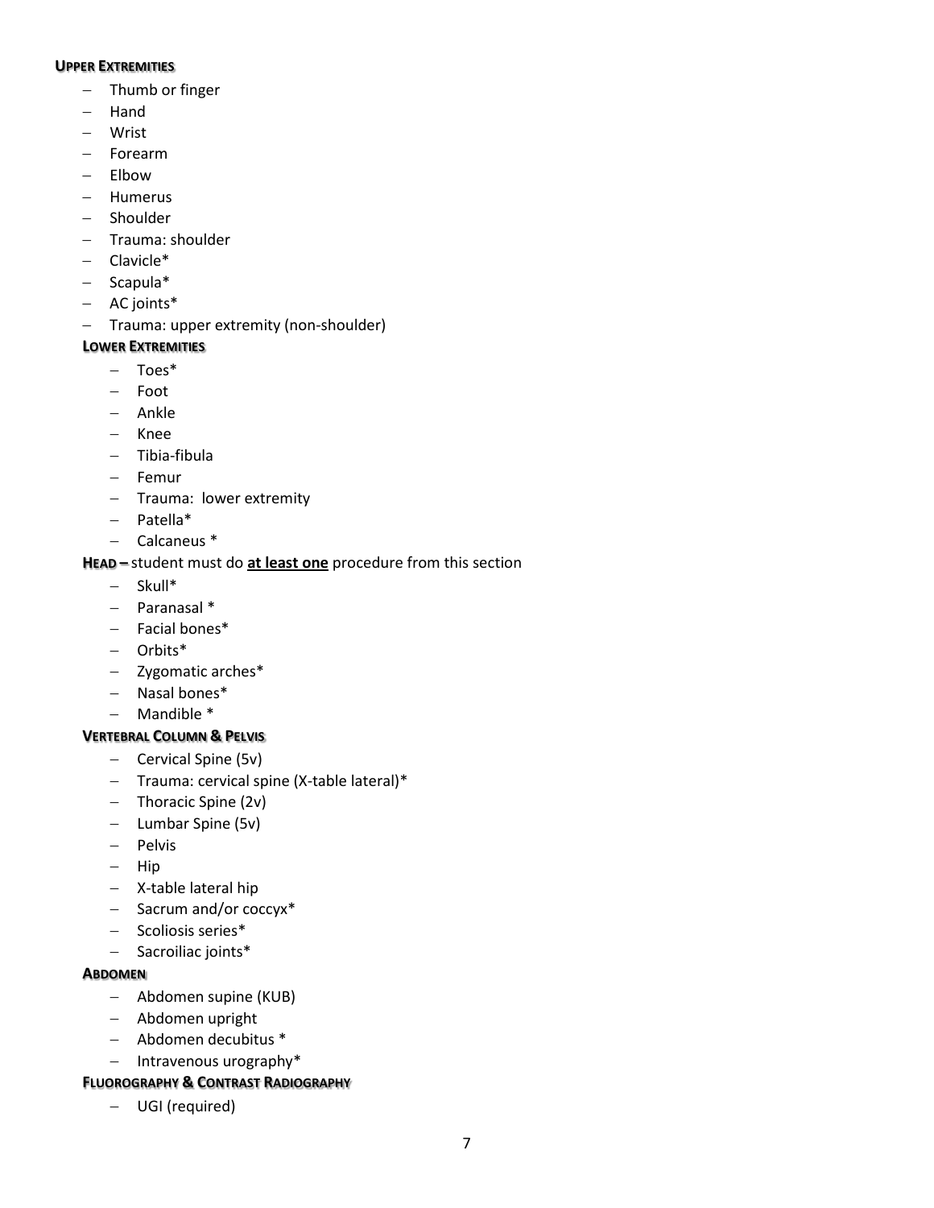**UPPER EXTREMITIES**

- Thumb or finger
- Hand
- Wrist
- Forearm
- Elbow
- Humerus
- Shoulder
- Trauma: shoulder
- Clavicle*
- Scapula*
- AC joints*
- Trauma: upper extremity (non-shoulder)

**LOWER EXTREMITIES**

- Toes*
- Foot
- Ankle
- Knee
- Tibia-fibula
- Femur
- Trauma: lower extremity
- Patella*
- Calcaneus *

**HEAD –** student must do **at least one** procedure from this section

- Skull*
- Paranasal *
- Facial bones*
- Orbits*
- Zygomatic arches*
- Nasal bones*
- Mandible *

**VERTEBRAL COLUMN & PELVIS**

- Cervical Spine (5v)
- Trauma: cervical spine (X-table lateral)*
- Thoracic Spine (2v)
- Lumbar Spine (5v)
- Pelvis
- Hip
- X-table lateral hip
- Sacrum and/or coccyx*
- Scoliosis series*
- Sacroiliac joints*

**ABDOMEN**

- Abdomen supine (KUB)
- Abdomen upright
- Abdomen decubitus *
- Intravenous urography*

**FLUOROGRAPHY & CONTRAST RADIOGRAPHY**

- UGI (required)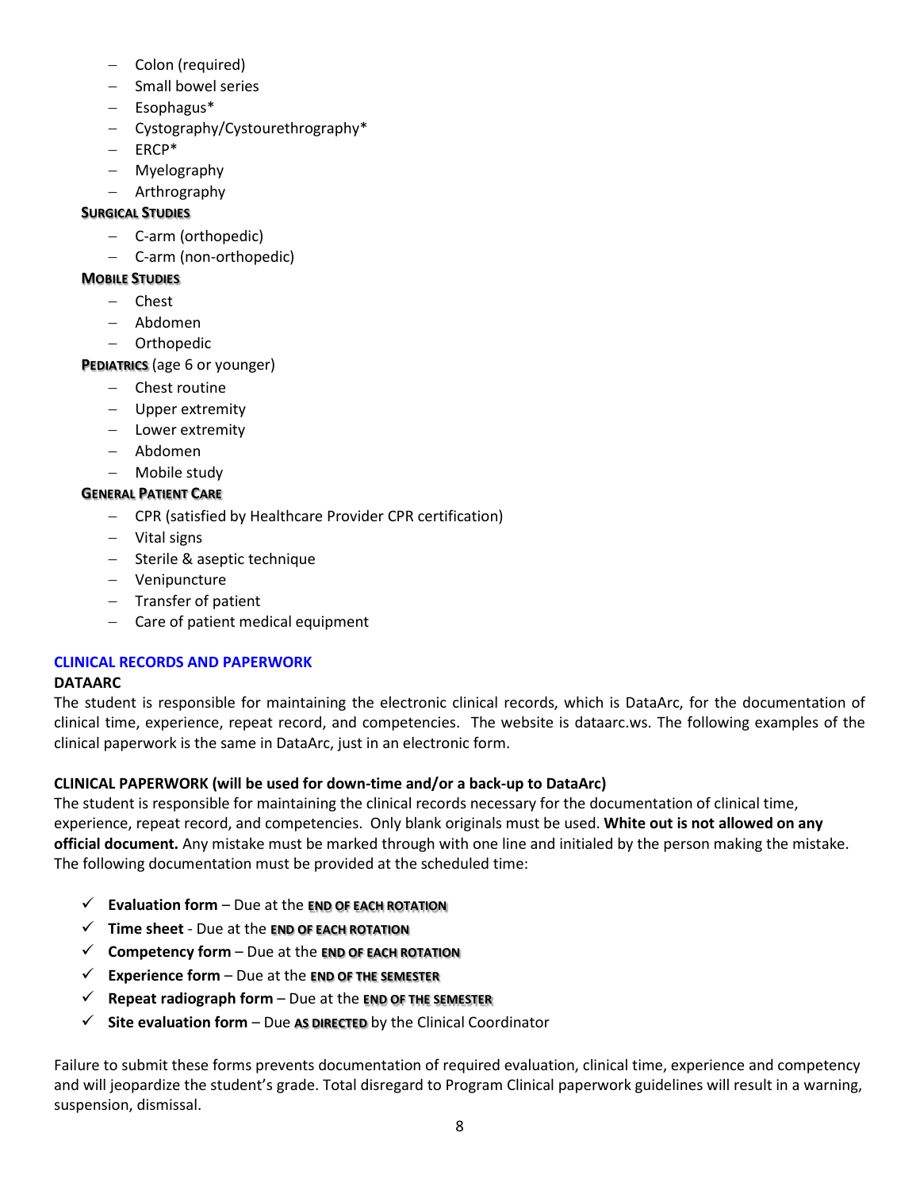- Colon (required)
- Small bowel series
- Esophagus*
- Cystography/Cystourethrography*
- ERCP*
- Myelography
- Arthrography

**Surgical Studies**

- C-arm (orthopedic)
- C-arm (non-orthopedic)

**Mobile Studies**

- Chest
- Abdomen
- Orthopedic

**Pediatrics** (age 6 or younger)

- Chest routine
- Upper extremity
- Lower extremity
- Abdomen
- Mobile study

**General Patient Care**

- CPR (satisfied by Healthcare Provider CPR certification)
- Vital signs
- Sterile & aseptic technique
- Venipuncture
- Transfer of patient
- Care of patient medical equipment

## CLINICAL RECORDS AND PAPERWORK

### DATAARC

The student is responsible for maintaining the electronic clinical records, which is DataArc, for the documentation of clinical time, experience, repeat record, and competencies. The website is dataarc.ws. The following examples of the clinical paperwork is the same in DataArc, just in an electronic form.

### CLINICAL PAPERWORK (will be used for down-time and/or a back-up to DataArc)

The student is responsible for maintaining the clinical records necessary for the documentation of clinical time, experience, repeat record, and competencies. Only blank originals must be used. **White out is not allowed on any official document.** Any mistake must be marked through with one line and initialed by the person making the mistake. The following documentation must be provided at the scheduled time:

- ✓ **Evaluation form** – Due at the **END OF EACH ROTATION**
- ✓ **Time sheet** - Due at the **END OF EACH ROTATION**
- ✓ **Competency form** – Due at the **END OF EACH ROTATION**
- ✓ **Experience form** – Due at the **END OF THE SEMESTER**
- ✓ **Repeat radiograph form** – Due at the **END OF THE SEMESTER**
- ✓ **Site evaluation form** – Due **AS DIRECTED** by the Clinical Coordinator

Failure to submit these forms prevents documentation of required evaluation, clinical time, experience and competency and will jeopardize the student's grade. Total disregard to Program Clinical paperwork guidelines will result in a warning, suspension, dismissal.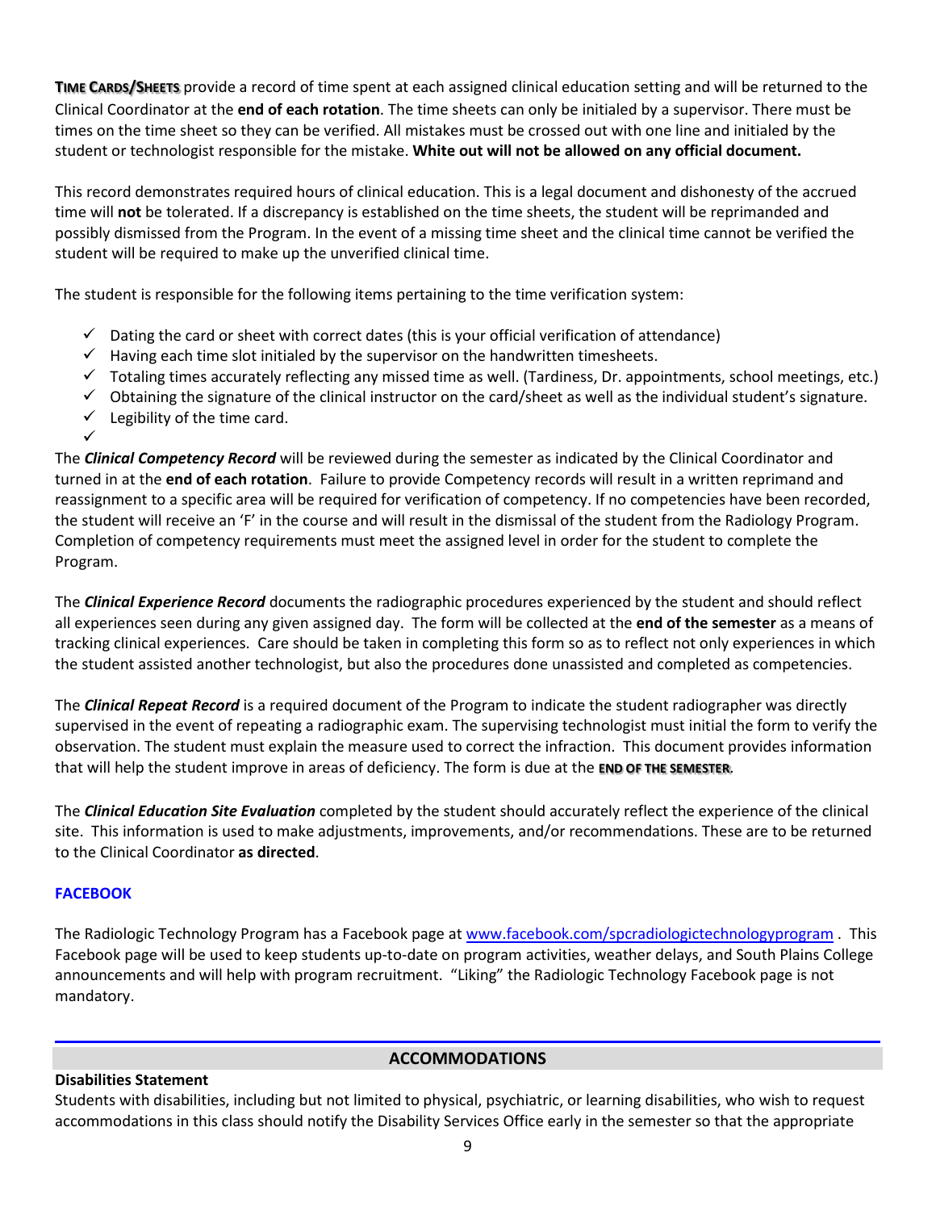**TIME CARDS/SHEETS** provide a record of time spent at each assigned clinical education setting and will be returned to the Clinical Coordinator at the **end of each rotation**. The time sheets can only be initialed by a supervisor. There must be times on the time sheet so they can be verified. All mistakes must be crossed out with one line and initialed by the student or technologist responsible for the mistake. **White out will not be allowed on any official document.**

This record demonstrates required hours of clinical education. This is a legal document and dishonesty of the accrued time will **not** be tolerated. If a discrepancy is established on the time sheets, the student will be reprimanded and possibly dismissed from the Program. In the event of a missing time sheet and the clinical time cannot be verified the student will be required to make up the unverified clinical time.

The student is responsible for the following items pertaining to the time verification system:

- ✓ Dating the card or sheet with correct dates (this is your official verification of attendance)
- ✓ Having each time slot initialed by the supervisor on the handwritten timesheets.
- ✓ Totaling times accurately reflecting any missed time as well. (Tardiness, Dr. appointments, school meetings, etc.)
- ✓ Obtaining the signature of the clinical instructor on the card/sheet as well as the individual student's signature.
- ✓ Legibility of the time card.
- ✓

The ***Clinical Competency Record*** will be reviewed during the semester as indicated by the Clinical Coordinator and turned in at the **end of each rotation**. Failure to provide Competency records will result in a written reprimand and reassignment to a specific area will be required for verification of competency. If no competencies have been recorded, the student will receive an 'F' in the course and will result in the dismissal of the student from the Radiology Program. Completion of competency requirements must meet the assigned level in order for the student to complete the Program.

The ***Clinical Experience Record*** documents the radiographic procedures experienced by the student and should reflect all experiences seen during any given assigned day. The form will be collected at the **end of the semester** as a means of tracking clinical experiences. Care should be taken in completing this form so as to reflect not only experiences in which the student assisted another technologist, but also the procedures done unassisted and completed as competencies.

The ***Clinical Repeat Record*** is a required document of the Program to indicate the student radiographer was directly supervised in the event of repeating a radiographic exam. The supervising technologist must initial the form to verify the observation. The student must explain the measure used to correct the infraction. This document provides information that will help the student improve in areas of deficiency. The form is due at the **END OF THE SEMESTER**.

The ***Clinical Education Site Evaluation*** completed by the student should accurately reflect the experience of the clinical site. This information is used to make adjustments, improvements, and/or recommendations. These are to be returned to the Clinical Coordinator **as directed**.

### FACEBOOK

The Radiologic Technology Program has a Facebook page at www.facebook.com/spcradiologictechnologyprogram . This Facebook page will be used to keep students up-to-date on program activities, weather delays, and South Plains College announcements and will help with program recruitment. "Liking" the Radiologic Technology Facebook page is not mandatory.

## ACCOMMODATIONS

**Disabilities Statement**

Students with disabilities, including but not limited to physical, psychiatric, or learning disabilities, who wish to request accommodations in this class should notify the Disability Services Office early in the semester so that the appropriate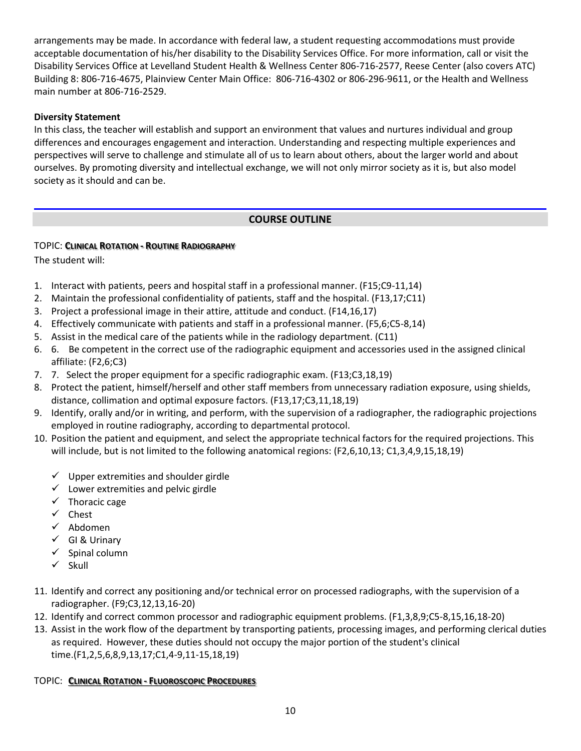arrangements may be made. In accordance with federal law, a student requesting accommodations must provide acceptable documentation of his/her disability to the Disability Services Office. For more information, call or visit the Disability Services Office at Levelland Student Health & Wellness Center 806-716-2577, Reese Center (also covers ATC) Building 8: 806-716-4675, Plainview Center Main Office: 806-716-4302 or 806-296-9611, or the Health and Wellness main number at 806-716-2529.

**Diversity Statement**

In this class, the teacher will establish and support an environment that values and nurtures individual and group differences and encourages engagement and interaction. Understanding and respecting multiple experiences and perspectives will serve to challenge and stimulate all of us to learn about others, about the larger world and about ourselves. By promoting diversity and intellectual exchange, we will not only mirror society as it is, but also model society as it should and can be.

## COURSE OUTLINE

TOPIC: **CLINICAL ROTATION - ROUTINE RADIOGRAPHY**

The student will:

1. Interact with patients, peers and hospital staff in a professional manner. (F15;C9-11,14)
2. Maintain the professional confidentiality of patients, staff and the hospital. (F13,17;C11)
3. Project a professional image in their attire, attitude and conduct. (F14,16,17)
4. Effectively communicate with patients and staff in a professional manner. (F5,6;C5-8,14)
5. Assist in the medical care of the patients while in the radiology department. (C11)
6. 6. Be competent in the correct use of the radiographic equipment and accessories used in the assigned clinical affiliate: (F2,6;C3)
7. 7. Select the proper equipment for a specific radiographic exam. (F13;C3,18,19)
8. Protect the patient, himself/herself and other staff members from unnecessary radiation exposure, using shields, distance, collimation and optimal exposure factors. (F13,17;C3,11,18,19)
9. Identify, orally and/or in writing, and perform, with the supervision of a radiographer, the radiographic projections employed in routine radiography, according to departmental protocol.
10. Position the patient and equipment, and select the appropriate technical factors for the required projections. This will include, but is not limited to the following anatomical regions: (F2,6,10,13; C1,3,4,9,15,18,19)
    - ✓ Upper extremities and shoulder girdle
    - ✓ Lower extremities and pelvic girdle
    - ✓ Thoracic cage
    - ✓ Chest
    - ✓ Abdomen
    - ✓ GI & Urinary
    - ✓ Spinal column
    - ✓ Skull
11. Identify and correct any positioning and/or technical error on processed radiographs, with the supervision of a radiographer. (F9;C3,12,13,16-20)
12. Identify and correct common processor and radiographic equipment problems. (F1,3,8,9;C5-8,15,16,18-20)
13. Assist in the work flow of the department by transporting patients, processing images, and performing clerical duties as required. However, these duties should not occupy the major portion of the student's clinical time.(F1,2,5,6,8,9,13,17;C1,4-9,11-15,18,19)

TOPIC: **CLINICAL ROTATION - FLUOROSCOPIC PROCEDURES**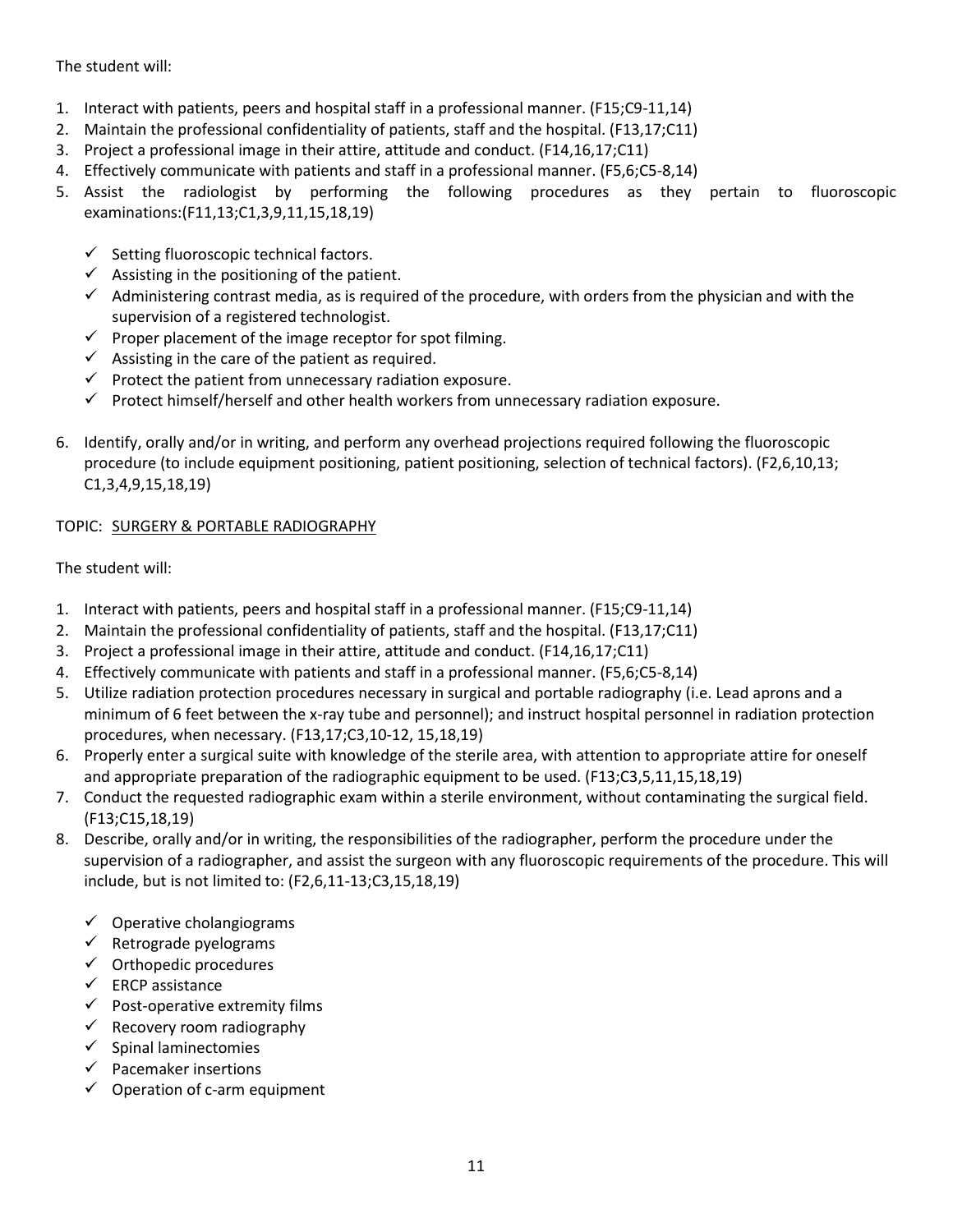The student will:

1. Interact with patients, peers and hospital staff in a professional manner. (F15;C9-11,14)
2. Maintain the professional confidentiality of patients, staff and the hospital. (F13,17;C11)
3. Project a professional image in their attire, attitude and conduct. (F14,16,17;C11)
4. Effectively communicate with patients and staff in a professional manner. (F5,6;C5-8,14)
5. Assist the radiologist by performing the following procedures as they pertain to fluoroscopic examinations:(F11,13;C1,3,9,11,15,18,19)

   - ✓ Setting fluoroscopic technical factors.
   - ✓ Assisting in the positioning of the patient.
   - ✓ Administering contrast media, as is required of the procedure, with orders from the physician and with the supervision of a registered technologist.
   - ✓ Proper placement of the image receptor for spot filming.
   - ✓ Assisting in the care of the patient as required.
   - ✓ Protect the patient from unnecessary radiation exposure.
   - ✓ Protect himself/herself and other health workers from unnecessary radiation exposure.

6. Identify, orally and/or in writing, and perform any overhead projections required following the fluoroscopic procedure (to include equipment positioning, patient positioning, selection of technical factors). (F2,6,10,13; C1,3,4,9,15,18,19)

TOPIC: SURGERY & PORTABLE RADIOGRAPHY

The student will:

1. Interact with patients, peers and hospital staff in a professional manner. (F15;C9-11,14)
2. Maintain the professional confidentiality of patients, staff and the hospital. (F13,17;C11)
3. Project a professional image in their attire, attitude and conduct. (F14,16,17;C11)
4. Effectively communicate with patients and staff in a professional manner. (F5,6;C5-8,14)
5. Utilize radiation protection procedures necessary in surgical and portable radiography (i.e. Lead aprons and a minimum of 6 feet between the x-ray tube and personnel); and instruct hospital personnel in radiation protection procedures, when necessary. (F13,17;C3,10-12, 15,18,19)
6. Properly enter a surgical suite with knowledge of the sterile area, with attention to appropriate attire for oneself and appropriate preparation of the radiographic equipment to be used. (F13;C3,5,11,15,18,19)
7. Conduct the requested radiographic exam within a sterile environment, without contaminating the surgical field. (F13;C15,18,19)
8. Describe, orally and/or in writing, the responsibilities of the radiographer, perform the procedure under the supervision of a radiographer, and assist the surgeon with any fluoroscopic requirements of the procedure. This will include, but is not limited to: (F2,6,11-13;C3,15,18,19)

   - ✓ Operative cholangiograms
   - ✓ Retrograde pyelograms
   - ✓ Orthopedic procedures
   - ✓ ERCP assistance
   - ✓ Post-operative extremity films
   - ✓ Recovery room radiography
   - ✓ Spinal laminectomies
   - ✓ Pacemaker insertions
   - ✓ Operation of c-arm equipment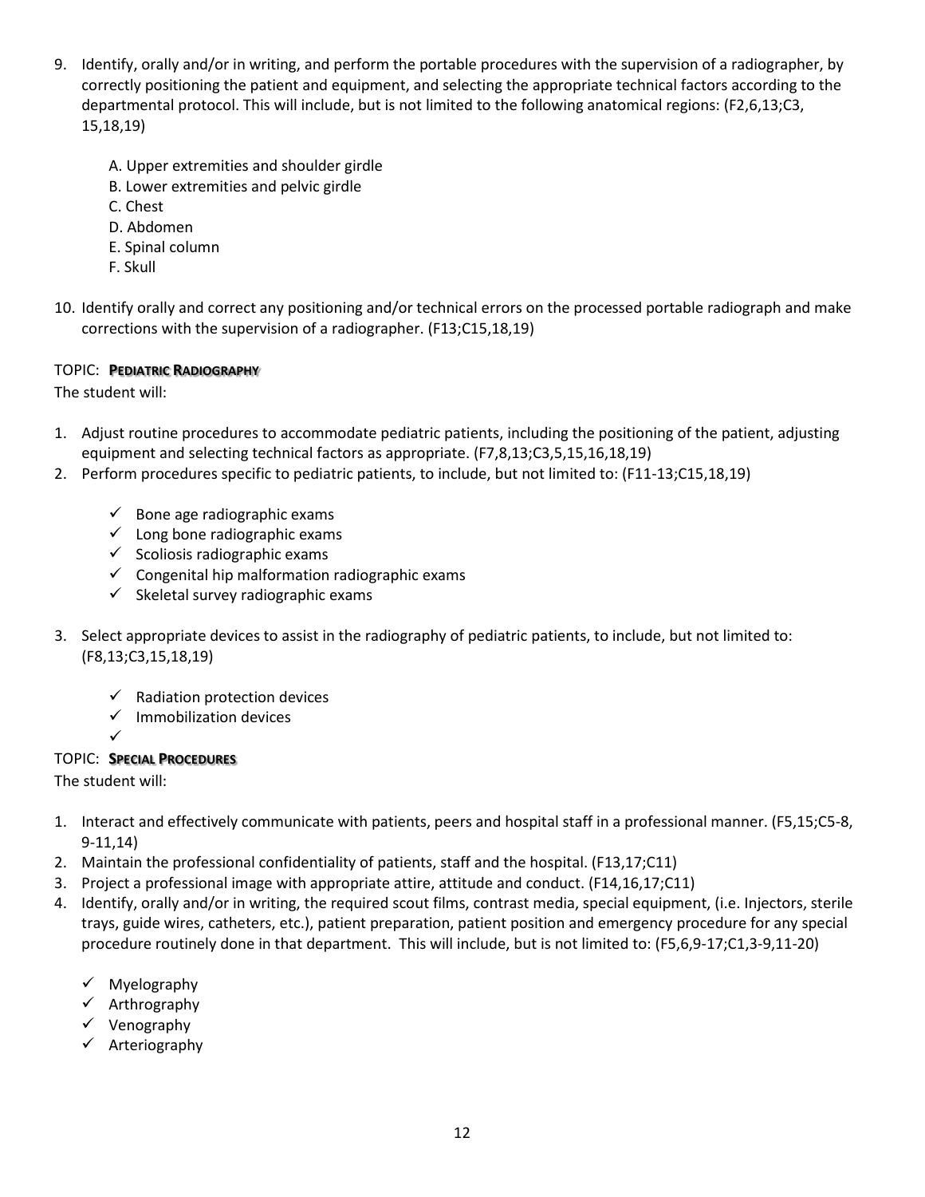9. Identify, orally and/or in writing, and perform the portable procedures with the supervision of a radiographer, by correctly positioning the patient and equipment, and selecting the appropriate technical factors according to the departmental protocol. This will include, but is not limited to the following anatomical regions: (F2,6,13;C3, 15,18,19)

   A. Upper extremities and shoulder girdle
   B. Lower extremities and pelvic girdle
   C. Chest
   D. Abdomen
   E. Spinal column
   F. Skull

10. Identify orally and correct any positioning and/or technical errors on the processed portable radiograph and make corrections with the supervision of a radiographer. (F13;C15,18,19)

TOPIC: **PEDIATRIC RADIOGRAPHY**

The student will:

1. Adjust routine procedures to accommodate pediatric patients, including the positioning of the patient, adjusting equipment and selecting technical factors as appropriate. (F7,8,13;C3,5,15,16,18,19)
2. Perform procedures specific to pediatric patients, to include, but not limited to: (F11-13;C15,18,19)

   - ✓ Bone age radiographic exams
   - ✓ Long bone radiographic exams
   - ✓ Scoliosis radiographic exams
   - ✓ Congenital hip malformation radiographic exams
   - ✓ Skeletal survey radiographic exams

3. Select appropriate devices to assist in the radiography of pediatric patients, to include, but not limited to: (F8,13;C3,15,18,19)

   - ✓ Radiation protection devices
   - ✓ Immobilization devices
   - ✓

TOPIC: **SPECIAL PROCEDURES**

The student will:

1. Interact and effectively communicate with patients, peers and hospital staff in a professional manner. (F5,15;C5-8, 9-11,14)
2. Maintain the professional confidentiality of patients, staff and the hospital. (F13,17;C11)
3. Project a professional image with appropriate attire, attitude and conduct. (F14,16,17;C11)
4. Identify, orally and/or in writing, the required scout films, contrast media, special equipment, (i.e. Injectors, sterile trays, guide wires, catheters, etc.), patient preparation, patient position and emergency procedure for any special procedure routinely done in that department. This will include, but is not limited to: (F5,6,9-17;C1,3-9,11-20)

   - ✓ Myelography
   - ✓ Arthrography
   - ✓ Venography
   - ✓ Arteriography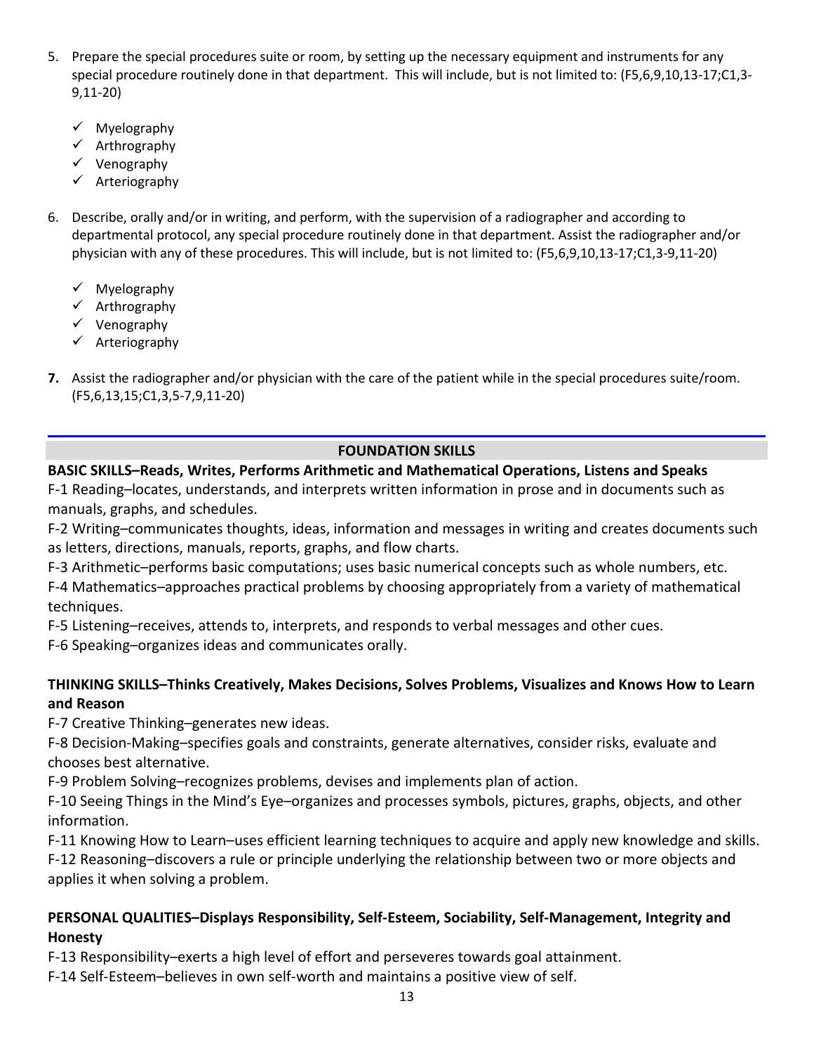5. Prepare the special procedures suite or room, by setting up the necessary equipment and instruments for any special procedure routinely done in that department. This will include, but is not limited to: (F5,6,9,10,13-17;C1,3-9,11-20)

   - ✓ Myelography
   - ✓ Arthrography
   - ✓ Venography
   - ✓ Arteriography

6. Describe, orally and/or in writing, and perform, with the supervision of a radiographer and according to departmental protocol, any special procedure routinely done in that department. Assist the radiographer and/or physician with any of these procedures. This will include, but is not limited to: (F5,6,9,10,13-17;C1,3-9,11-20)

   - ✓ Myelography
   - ✓ Arthrography
   - ✓ Venography
   - ✓ Arteriography

7. Assist the radiographer and/or physician with the care of the patient while in the special procedures suite/room. (F5,6,13,15;C1,3,5-7,9,11-20)

---

## FOUNDATION SKILLS

**BASIC SKILLS–Reads, Writes, Performs Arithmetic and Mathematical Operations, Listens and Speaks**

F-1 Reading–locates, understands, and interprets written information in prose and in documents such as manuals, graphs, and schedules.

F-2 Writing–communicates thoughts, ideas, information and messages in writing and creates documents such as letters, directions, manuals, reports, graphs, and flow charts.

F-3 Arithmetic–performs basic computations; uses basic numerical concepts such as whole numbers, etc.

F-4 Mathematics–approaches practical problems by choosing appropriately from a variety of mathematical techniques.

F-5 Listening–receives, attends to, interprets, and responds to verbal messages and other cues.

F-6 Speaking–organizes ideas and communicates orally.

**THINKING SKILLS–Thinks Creatively, Makes Decisions, Solves Problems, Visualizes and Knows How to Learn and Reason**

F-7 Creative Thinking–generates new ideas.

F-8 Decision-Making–specifies goals and constraints, generate alternatives, consider risks, evaluate and chooses best alternative.

F-9 Problem Solving–recognizes problems, devises and implements plan of action.

F-10 Seeing Things in the Mind's Eye–organizes and processes symbols, pictures, graphs, objects, and other information.

F-11 Knowing How to Learn–uses efficient learning techniques to acquire and apply new knowledge and skills.

F-12 Reasoning–discovers a rule or principle underlying the relationship between two or more objects and applies it when solving a problem.

**PERSONAL QUALITIES–Displays Responsibility, Self-Esteem, Sociability, Self-Management, Integrity and Honesty**

F-13 Responsibility–exerts a high level of effort and perseveres towards goal attainment.

F-14 Self-Esteem–believes in own self-worth and maintains a positive view of self.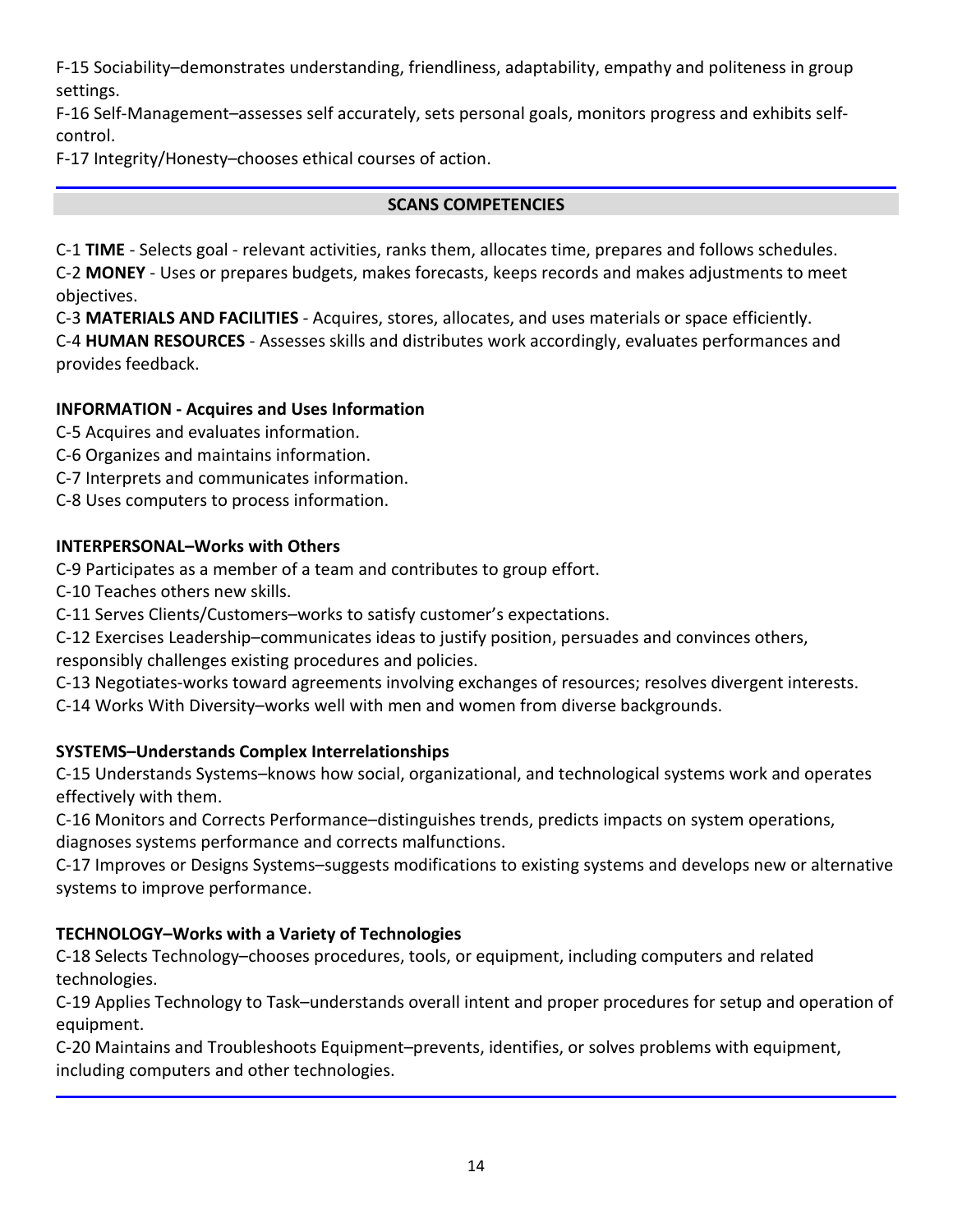F-15 Sociability–demonstrates understanding, friendliness, adaptability, empathy and politeness in group settings.

F-16 Self-Management–assesses self accurately, sets personal goals, monitors progress and exhibits self-control.

F-17 Integrity/Honesty–chooses ethical courses of action.

## SCANS COMPETENCIES

C-1 **TIME** - Selects goal - relevant activities, ranks them, allocates time, prepares and follows schedules.

C-2 **MONEY** - Uses or prepares budgets, makes forecasts, keeps records and makes adjustments to meet objectives.

C-3 **MATERIALS AND FACILITIES** - Acquires, stores, allocates, and uses materials or space efficiently.

C-4 **HUMAN RESOURCES** - Assesses skills and distributes work accordingly, evaluates performances and provides feedback.

**INFORMATION - Acquires and Uses Information**

C-5 Acquires and evaluates information.

C-6 Organizes and maintains information.

C-7 Interprets and communicates information.

C-8 Uses computers to process information.

**INTERPERSONAL–Works with Others**

C-9 Participates as a member of a team and contributes to group effort.

C-10 Teaches others new skills.

C-11 Serves Clients/Customers–works to satisfy customer's expectations.

C-12 Exercises Leadership–communicates ideas to justify position, persuades and convinces others, responsibly challenges existing procedures and policies.

C-13 Negotiates-works toward agreements involving exchanges of resources; resolves divergent interests.

C-14 Works With Diversity–works well with men and women from diverse backgrounds.

**SYSTEMS–Understands Complex Interrelationships**

C-15 Understands Systems–knows how social, organizational, and technological systems work and operates effectively with them.

C-16 Monitors and Corrects Performance–distinguishes trends, predicts impacts on system operations, diagnoses systems performance and corrects malfunctions.

C-17 Improves or Designs Systems–suggests modifications to existing systems and develops new or alternative systems to improve performance.

**TECHNOLOGY–Works with a Variety of Technologies**

C-18 Selects Technology–chooses procedures, tools, or equipment, including computers and related technologies.

C-19 Applies Technology to Task–understands overall intent and proper procedures for setup and operation of equipment.

C-20 Maintains and Troubleshoots Equipment–prevents, identifies, or solves problems with equipment, including computers and other technologies.